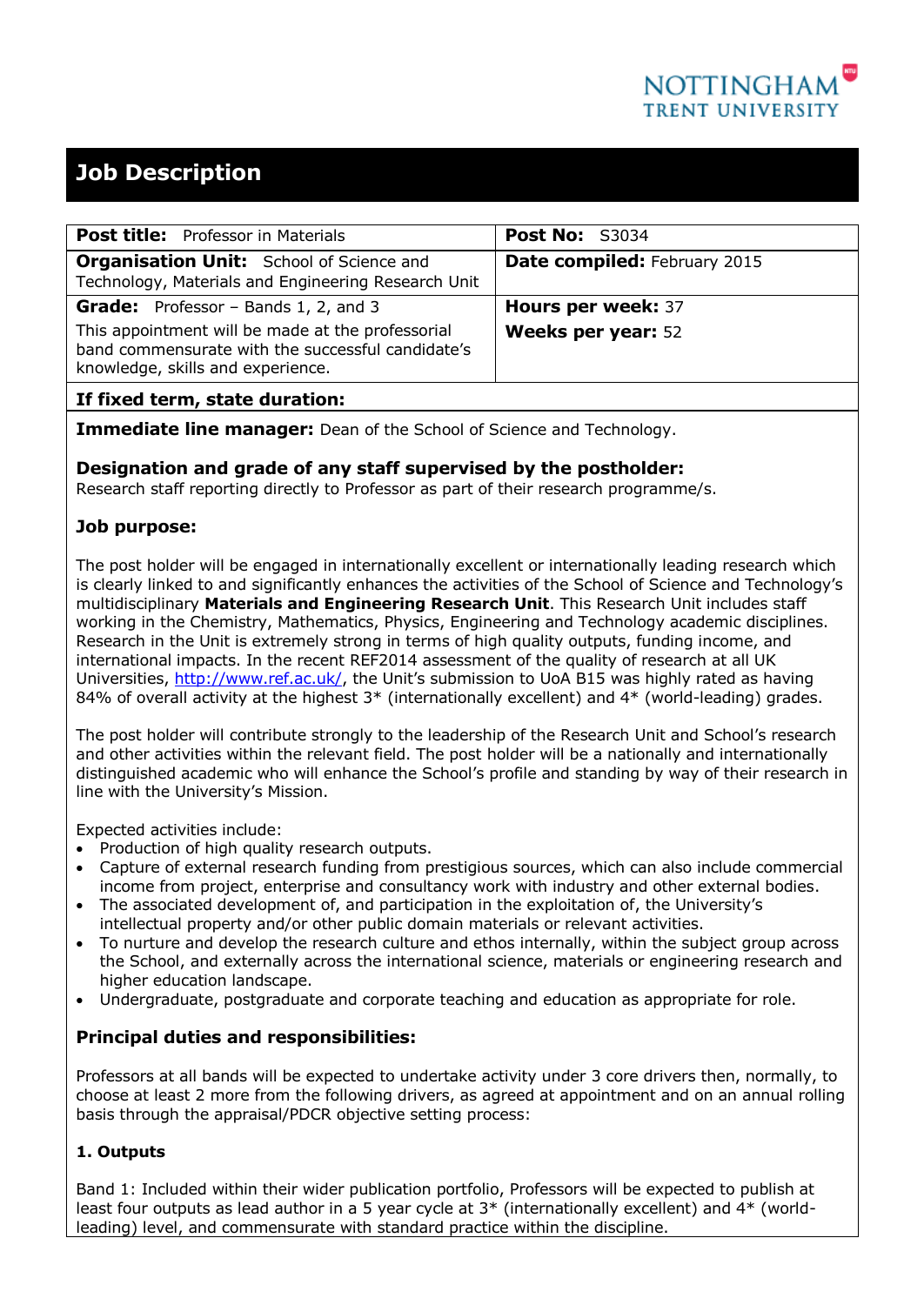# Job Description

| **Post title:** Professor in Materials | **Post No:** S3034 |
|---|---|
| **Organisation Unit:** School of Science and Technology, Materials and Engineering Research Unit | **Date compiled:** February 2015 |
| **Grade:** Professor – Bands 1, 2, and 3<br>This appointment will be made at the professorial band commensurate with the successful candidate's knowledge, skills and experience. | **Hours per week:** 37<br>**Weeks per year:** 52 |
| **If fixed term, state duration:** | |

**Immediate line manager:** Dean of the School of Science and Technology.

**Designation and grade of any staff supervised by the postholder:**
Research staff reporting directly to Professor as part of their research programme/s.

## Job purpose:

The post holder will be engaged in internationally excellent or internationally leading research which is clearly linked to and significantly enhances the activities of the School of Science and Technology's multidisciplinary **Materials and Engineering Research Unit**. This Research Unit includes staff working in the Chemistry, Mathematics, Physics, Engineering and Technology academic disciplines. Research in the Unit is extremely strong in terms of high quality outputs, funding income, and international impacts. In the recent REF2014 assessment of the quality of research at all UK Universities, http://www.ref.ac.uk/, the Unit's submission to UoA B15 was highly rated as having 84% of overall activity at the highest 3* (internationally excellent) and 4* (world-leading) grades.

The post holder will contribute strongly to the leadership of the Research Unit and School's research and other activities within the relevant field. The post holder will be a nationally and internationally distinguished academic who will enhance the School's profile and standing by way of their research in line with the University's Mission.

Expected activities include:

- Production of high quality research outputs.
- Capture of external research funding from prestigious sources, which can also include commercial income from project, enterprise and consultancy work with industry and other external bodies.
- The associated development of, and participation in the exploitation of, the University's intellectual property and/or other public domain materials or relevant activities.
- To nurture and develop the research culture and ethos internally, within the subject group across the School, and externally across the international science, materials or engineering research and higher education landscape.
- Undergraduate, postgraduate and corporate teaching and education as appropriate for role.

## Principal duties and responsibilities:

Professors at all bands will be expected to undertake activity under 3 core drivers then, normally, to choose at least 2 more from the following drivers, as agreed at appointment and on an annual rolling basis through the appraisal/PDCR objective setting process:

### 1. Outputs

Band 1: Included within their wider publication portfolio, Professors will be expected to publish at least four outputs as lead author in a 5 year cycle at 3* (internationally excellent) and 4* (world-leading) level, and commensurate with standard practice within the discipline.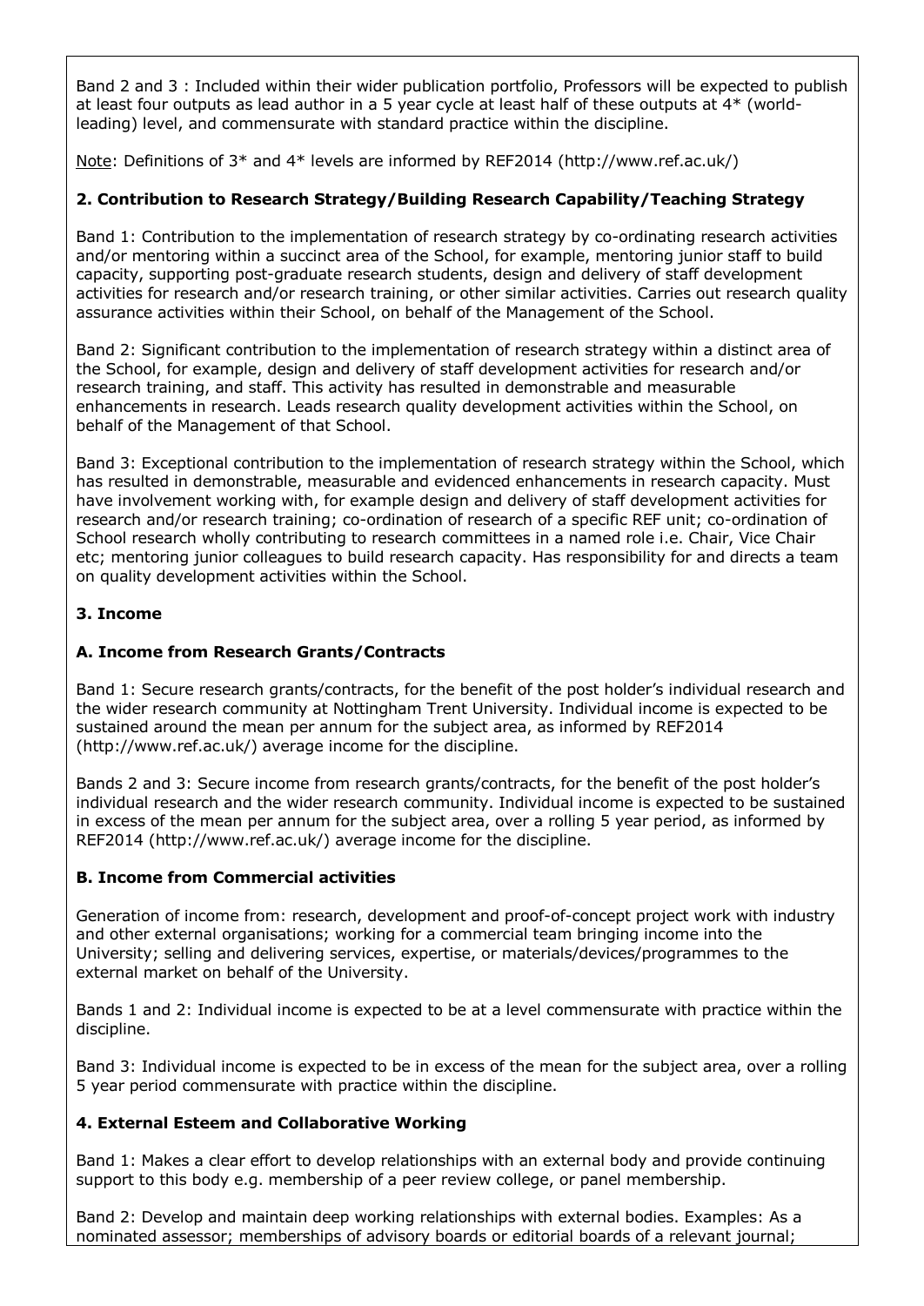Band 2 and 3 : Included within their wider publication portfolio, Professors will be expected to publish at least four outputs as lead author in a 5 year cycle at least half of these outputs at 4* (world-leading) level, and commensurate with standard practice within the discipline.

Note: Definitions of 3* and 4* levels are informed by REF2014 (http://www.ref.ac.uk/)

### 2. Contribution to Research Strategy/Building Research Capability/Teaching Strategy

Band 1: Contribution to the implementation of research strategy by co-ordinating research activities and/or mentoring within a succinct area of the School, for example, mentoring junior staff to build capacity, supporting post-graduate research students, design and delivery of staff development activities for research and/or research training, or other similar activities. Carries out research quality assurance activities within their School, on behalf of the Management of the School.

Band 2: Significant contribution to the implementation of research strategy within a distinct area of the School, for example, design and delivery of staff development activities for research and/or research training, and staff. This activity has resulted in demonstrable and measurable enhancements in research. Leads research quality development activities within the School, on behalf of the Management of that School.

Band 3: Exceptional contribution to the implementation of research strategy within the School, which has resulted in demonstrable, measurable and evidenced enhancements in research capacity. Must have involvement working with, for example design and delivery of staff development activities for research and/or research training; co-ordination of research of a specific REF unit; co-ordination of School research wholly contributing to research committees in a named role i.e. Chair, Vice Chair etc; mentoring junior colleagues to build research capacity. Has responsibility for and directs a team on quality development activities within the School.

### 3. Income

#### A. Income from Research Grants/Contracts

Band 1: Secure research grants/contracts, for the benefit of the post holder's individual research and the wider research community at Nottingham Trent University. Individual income is expected to be sustained around the mean per annum for the subject area, as informed by REF2014 (http://www.ref.ac.uk/) average income for the discipline.

Bands 2 and 3: Secure income from research grants/contracts, for the benefit of the post holder's individual research and the wider research community. Individual income is expected to be sustained in excess of the mean per annum for the subject area, over a rolling 5 year period, as informed by REF2014 (http://www.ref.ac.uk/) average income for the discipline.

#### B. Income from Commercial activities

Generation of income from: research, development and proof-of-concept project work with industry and other external organisations; working for a commercial team bringing income into the University; selling and delivering services, expertise, or materials/devices/programmes to the external market on behalf of the University.

Bands 1 and 2: Individual income is expected to be at a level commensurate with practice within the discipline.

Band 3: Individual income is expected to be in excess of the mean for the subject area, over a rolling 5 year period commensurate with practice within the discipline.

### 4. External Esteem and Collaborative Working

Band 1: Makes a clear effort to develop relationships with an external body and provide continuing support to this body e.g. membership of a peer review college, or panel membership.

Band 2: Develop and maintain deep working relationships with external bodies. Examples: As a nominated assessor; memberships of advisory boards or editorial boards of a relevant journal;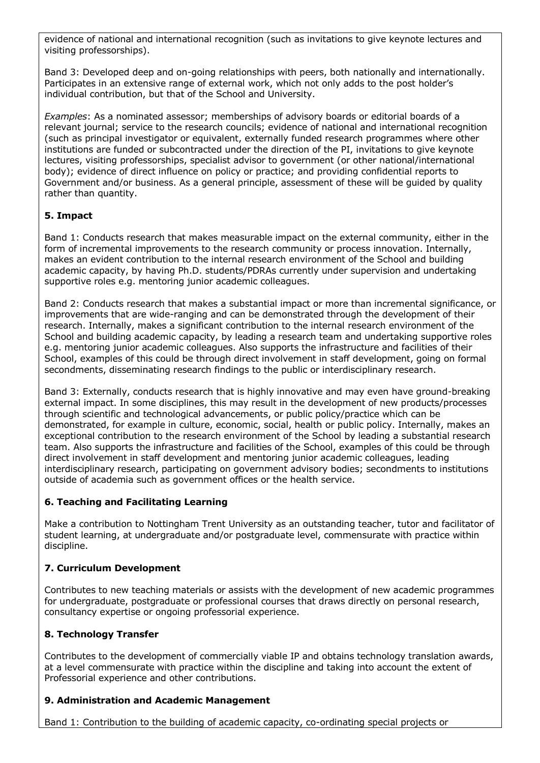evidence of national and international recognition (such as invitations to give keynote lectures and visiting professorships).

Band 3: Developed deep and on-going relationships with peers, both nationally and internationally. Participates in an extensive range of external work, which not only adds to the post holder's individual contribution, but that of the School and University.

*Examples*: As a nominated assessor; memberships of advisory boards or editorial boards of a relevant journal; service to the research councils; evidence of national and international recognition (such as principal investigator or equivalent, externally funded research programmes where other institutions are funded or subcontracted under the direction of the PI, invitations to give keynote lectures, visiting professorships, specialist advisor to government (or other national/international body); evidence of direct influence on policy or practice; and providing confidential reports to Government and/or business. As a general principle, assessment of these will be guided by quality rather than quantity.

**5. Impact**

Band 1: Conducts research that makes measurable impact on the external community, either in the form of incremental improvements to the research community or process innovation. Internally, makes an evident contribution to the internal research environment of the School and building academic capacity, by having Ph.D. students/PDRAs currently under supervision and undertaking supportive roles e.g. mentoring junior academic colleagues.

Band 2: Conducts research that makes a substantial impact or more than incremental significance, or improvements that are wide-ranging and can be demonstrated through the development of their research. Internally, makes a significant contribution to the internal research environment of the School and building academic capacity, by leading a research team and undertaking supportive roles e.g. mentoring junior academic colleagues. Also supports the infrastructure and facilities of their School, examples of this could be through direct involvement in staff development, going on formal secondments, disseminating research findings to the public or interdisciplinary research.

Band 3: Externally, conducts research that is highly innovative and may even have ground-breaking external impact. In some disciplines, this may result in the development of new products/processes through scientific and technological advancements, or public policy/practice which can be demonstrated, for example in culture, economic, social, health or public policy. Internally, makes an exceptional contribution to the research environment of the School by leading a substantial research team. Also supports the infrastructure and facilities of the School, examples of this could be through direct involvement in staff development and mentoring junior academic colleagues, leading interdisciplinary research, participating on government advisory bodies; secondments to institutions outside of academia such as government offices or the health service.

**6. Teaching and Facilitating Learning**

Make a contribution to Nottingham Trent University as an outstanding teacher, tutor and facilitator of student learning, at undergraduate and/or postgraduate level, commensurate with practice within discipline.

**7. Curriculum Development**

Contributes to new teaching materials or assists with the development of new academic programmes for undergraduate, postgraduate or professional courses that draws directly on personal research, consultancy expertise or ongoing professorial experience.

**8. Technology Transfer**

Contributes to the development of commercially viable IP and obtains technology translation awards, at a level commensurate with practice within the discipline and taking into account the extent of Professorial experience and other contributions.

**9. Administration and Academic Management**

Band 1: Contribution to the building of academic capacity, co-ordinating special projects or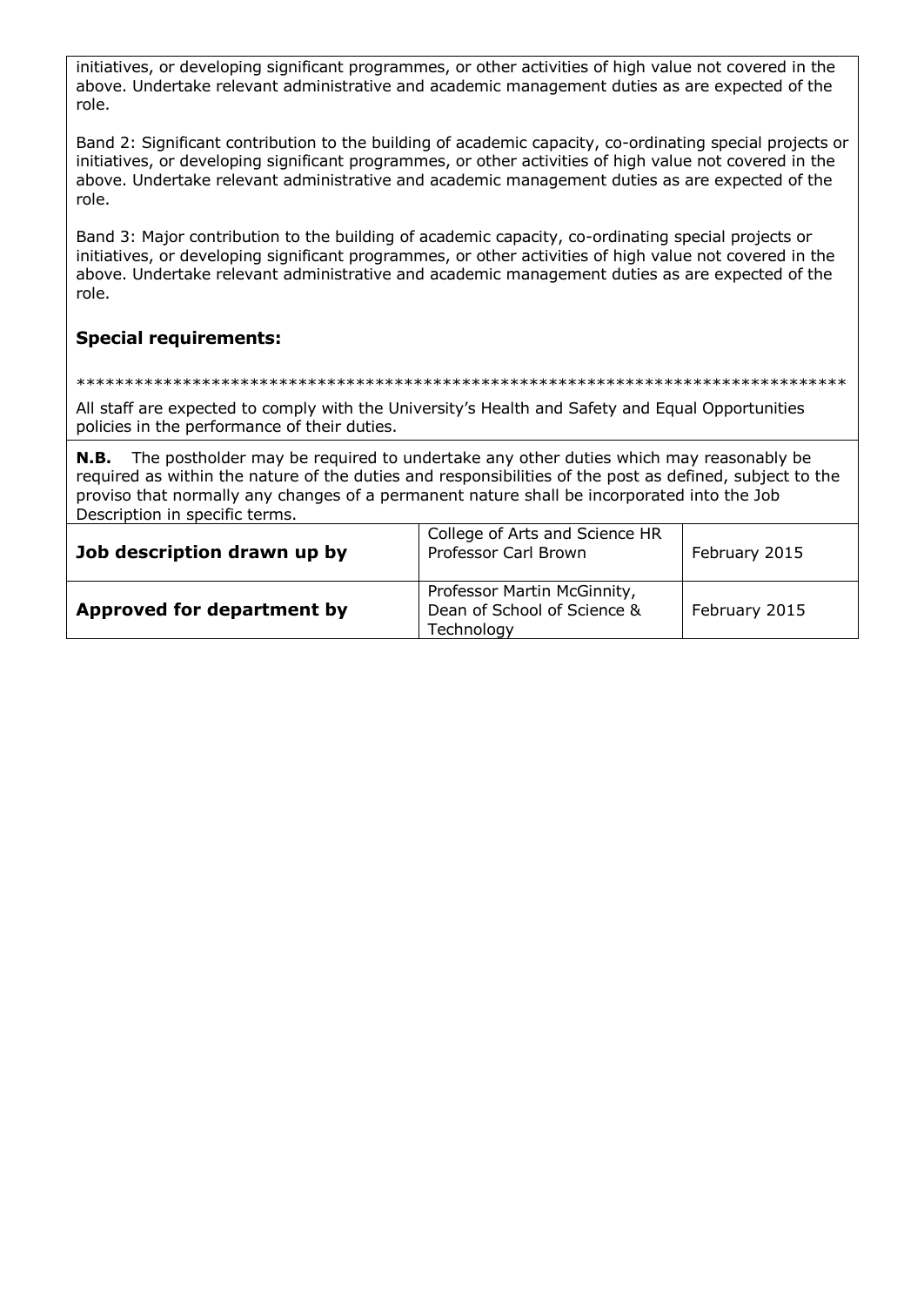initiatives, or developing significant programmes, or other activities of high value not covered in the above. Undertake relevant administrative and academic management duties as are expected of the role.

Band 2: Significant contribution to the building of academic capacity, co-ordinating special projects or initiatives, or developing significant programmes, or other activities of high value not covered in the above. Undertake relevant administrative and academic management duties as are expected of the role.

Band 3: Major contribution to the building of academic capacity, co-ordinating special projects or initiatives, or developing significant programmes, or other activities of high value not covered in the above. Undertake relevant administrative and academic management duties as are expected of the role.

### Special requirements:

********************************************************************************

All staff are expected to comply with the University's Health and Safety and Equal Opportunities policies in the performance of their duties.

**N.B.** The postholder may be required to undertake any other duties which may reasonably be required as within the nature of the duties and responsibilities of the post as defined, subject to the proviso that normally any changes of a permanent nature shall be incorporated into the Job Description in specific terms.

| | | |
|---|---|---|
| **Job description drawn up by** | College of Arts and Science HR Professor Carl Brown | February 2015 |
| **Approved for department by** | Professor Martin McGinnity, Dean of School of Science & Technology | February 2015 |